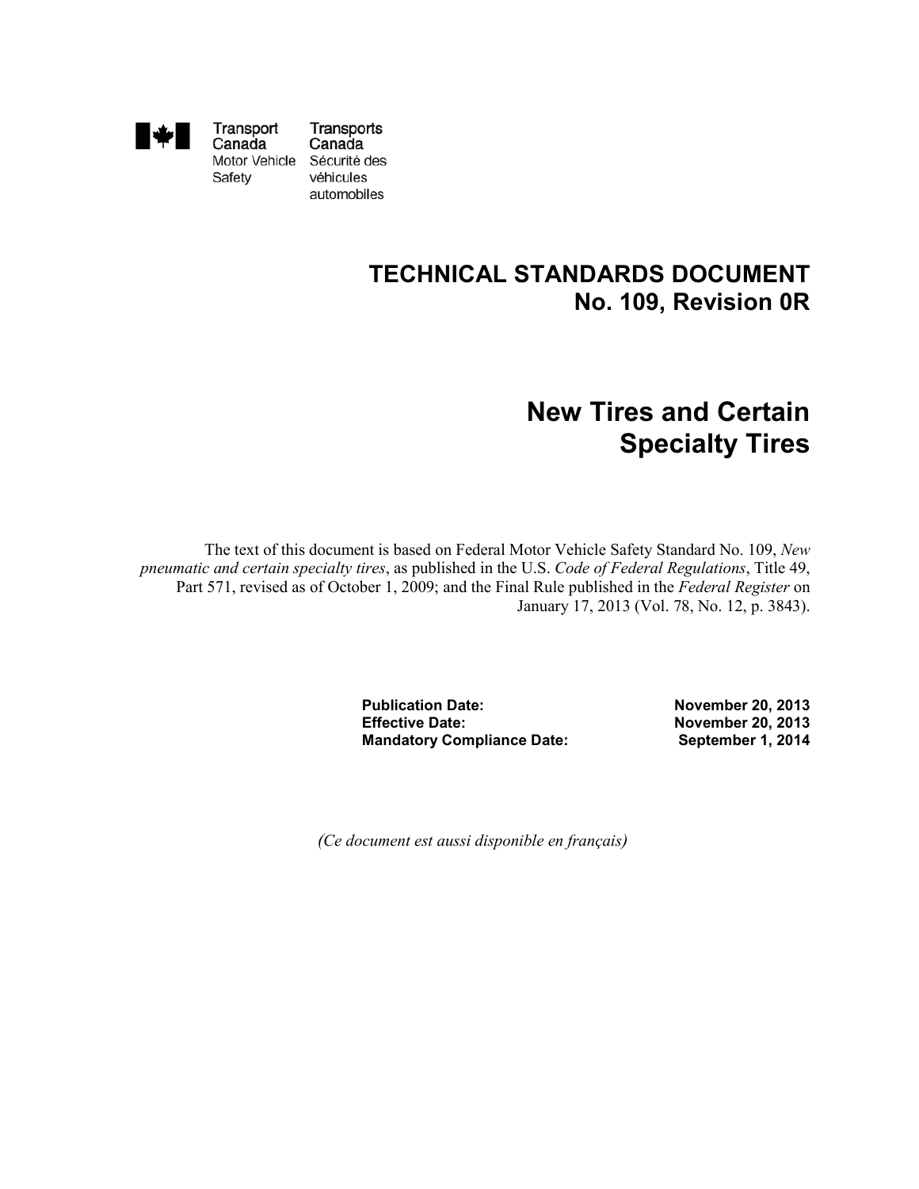Transport Canada | Transports Canada
Motor Vehicle Safety | Sécurité des véhicules automobiles

# TECHNICAL STANDARDS DOCUMENT
# No. 109, Revision 0R

# New Tires and Certain Specialty Tires

The text of this document is based on Federal Motor Vehicle Safety Standard No. 109, *New pneumatic and certain specialty tires*, as published in the U.S. *Code of Federal Regulations*, Title 49, Part 571, revised as of October 1, 2009; and the Final Rule published in the *Federal Register* on January 17, 2013 (Vol. 78, No. 12, p. 3843).

| | |
|---|---|
| **Publication Date:** | **November 20, 2013** |
| **Effective Date:** | **November 20, 2013** |
| **Mandatory Compliance Date:** | **September 1, 2014** |

*(Ce document est aussi disponible en français)*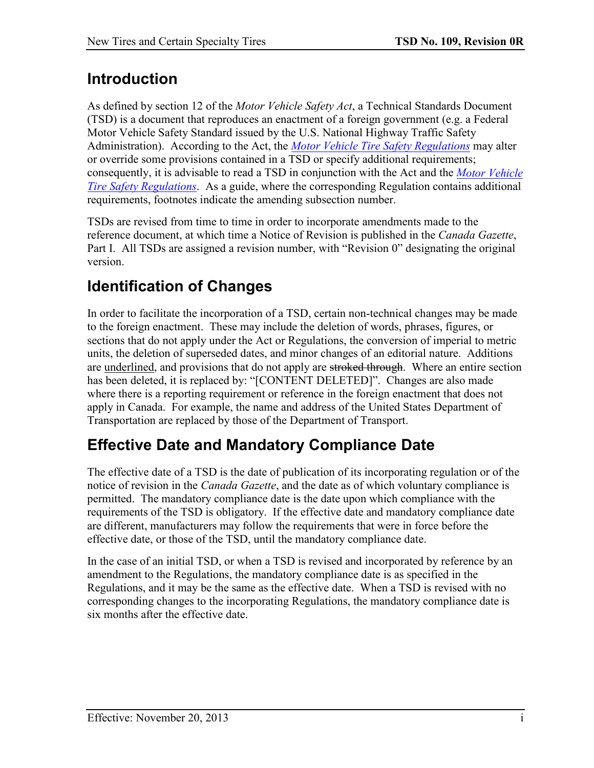## Introduction

As defined by section 12 of the *Motor Vehicle Safety Act*, a Technical Standards Document (TSD) is a document that reproduces an enactment of a foreign government (e.g. a Federal Motor Vehicle Safety Standard issued by the U.S. National Highway Traffic Safety Administration). According to the Act, the *Motor Vehicle Tire Safety Regulations* may alter or override some provisions contained in a TSD or specify additional requirements; consequently, it is advisable to read a TSD in conjunction with the Act and the *Motor Vehicle Tire Safety Regulations*. As a guide, where the corresponding Regulation contains additional requirements, footnotes indicate the amending subsection number.

TSDs are revised from time to time in order to incorporate amendments made to the reference document, at which time a Notice of Revision is published in the *Canada Gazette*, Part I. All TSDs are assigned a revision number, with "Revision 0" designating the original version.

## Identification of Changes

In order to facilitate the incorporation of a TSD, certain non-technical changes may be made to the foreign enactment. These may include the deletion of words, phrases, figures, or sections that do not apply under the Act or Regulations, the conversion of imperial to metric units, the deletion of superseded dates, and minor changes of an editorial nature. Additions are <u>underlined</u>, and provisions that do not apply are ~~stroked through~~. Where an entire section has been deleted, it is replaced by: "[CONTENT DELETED]". Changes are also made where there is a reporting requirement or reference in the foreign enactment that does not apply in Canada. For example, the name and address of the United States Department of Transportation are replaced by those of the Department of Transport.

## Effective Date and Mandatory Compliance Date

The effective date of a TSD is the date of publication of its incorporating regulation or of the notice of revision in the *Canada Gazette*, and the date as of which voluntary compliance is permitted. The mandatory compliance date is the date upon which compliance with the requirements of the TSD is obligatory. If the effective date and mandatory compliance date are different, manufacturers may follow the requirements that were in force before the effective date, or those of the TSD, until the mandatory compliance date.

In the case of an initial TSD, or when a TSD is revised and incorporated by reference by an amendment to the Regulations, the mandatory compliance date is as specified in the Regulations, and it may be the same as the effective date. When a TSD is revised with no corresponding changes to the incorporating Regulations, the mandatory compliance date is six months after the effective date.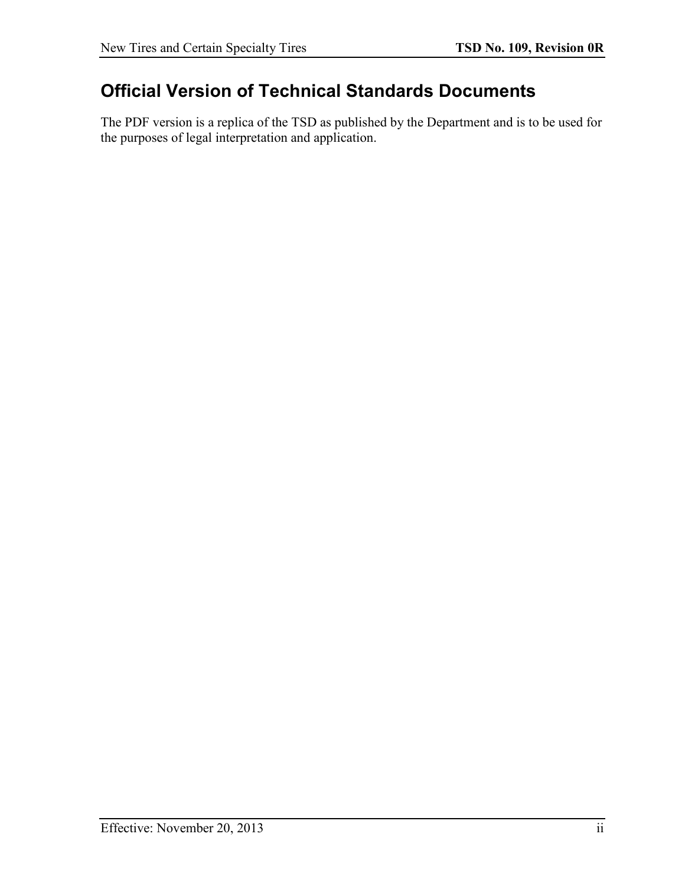# Official Version of Technical Standards Documents

The PDF version is a replica of the TSD as published by the Department and is to be used for the purposes of legal interpretation and application.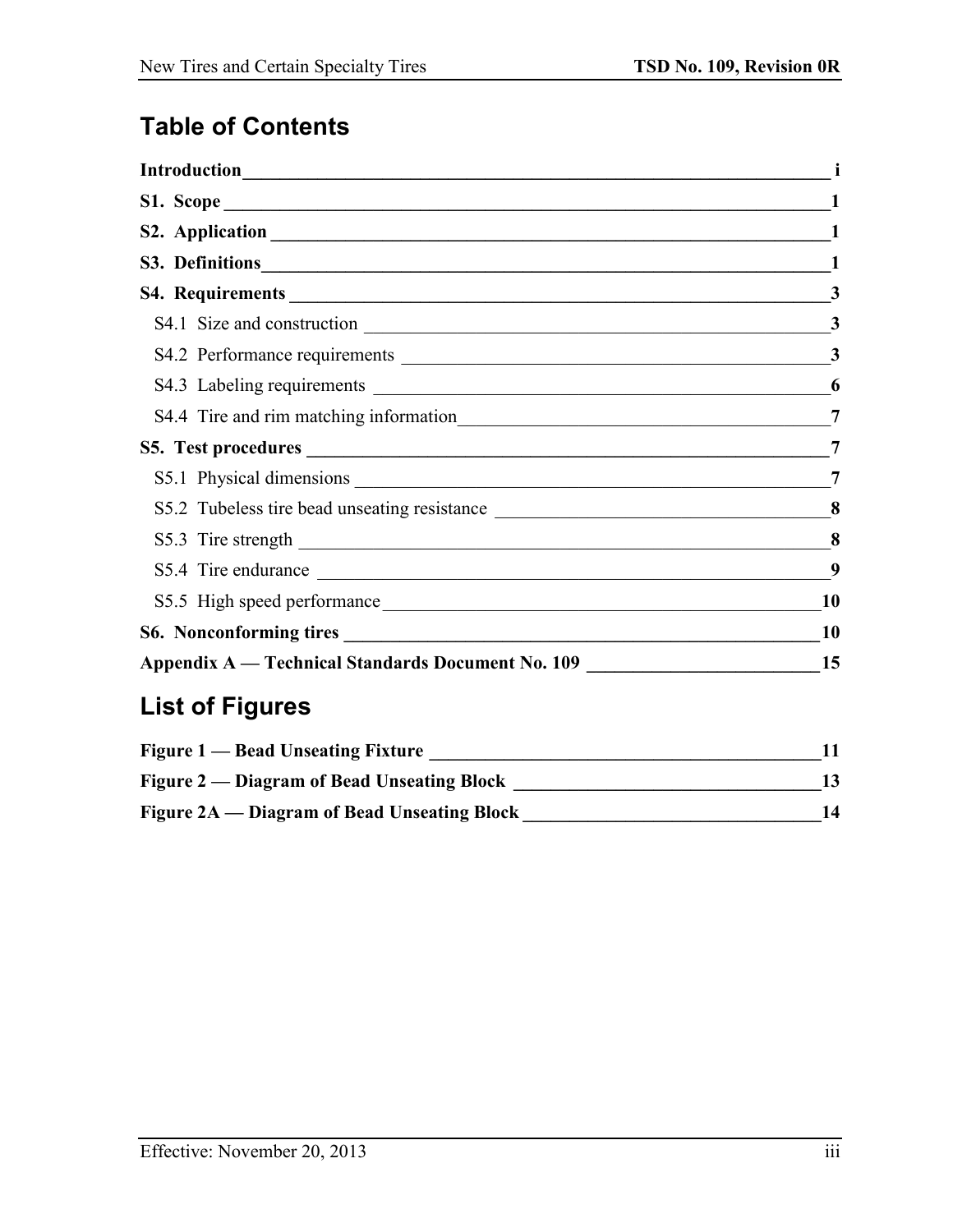## Table of Contents

**Introduction** — i

**S1. Scope** — 1

**S2. Application** — 1

**S3. Definitions** — 1

**S4. Requirements** — 3

- S4.1 Size and construction — 3
- S4.2 Performance requirements — 3
- S4.3 Labeling requirements — 6
- S4.4 Tire and rim matching information — 7

**S5. Test procedures** — 7

- S5.1 Physical dimensions — 7
- S5.2 Tubeless tire bead unseating resistance — 8
- S5.3 Tire strength — 8
- S5.4 Tire endurance — 9
- S5.5 High speed performance — 10

**S6. Nonconforming tires** — 10

**Appendix A — Technical Standards Document No. 109** — 15

## List of Figures

**Figure 1 — Bead Unseating Fixture** — 11

**Figure 2 — Diagram of Bead Unseating Block** — 13

**Figure 2A — Diagram of Bead Unseating Block** — 14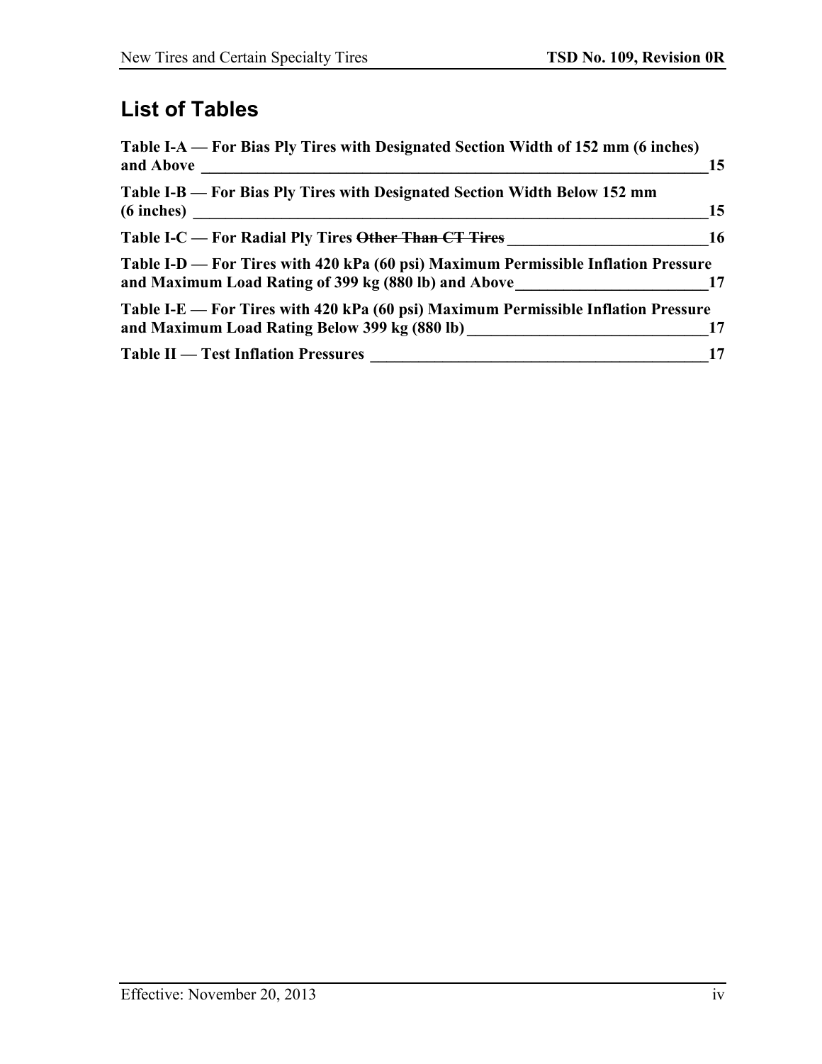## List of Tables

**Table I-A — For Bias Ply Tires with Designated Section Width of 152 mm (6 inches) and Above ____ 15**

**Table I-B — For Bias Ply Tires with Designated Section Width Below 152 mm (6 inches) ____ 15**

**Table I-C — For Radial Ply Tires ~~Other Than CT Tires~~ ____ 16**

**Table I-D — For Tires with 420 kPa (60 psi) Maximum Permissible Inflation Pressure and Maximum Load Rating of 399 kg (880 lb) and Above ____ 17**

**Table I-E — For Tires with 420 kPa (60 psi) Maximum Permissible Inflation Pressure and Maximum Load Rating Below 399 kg (880 lb) ____ 17**

**Table II — Test Inflation Pressures ____ 17**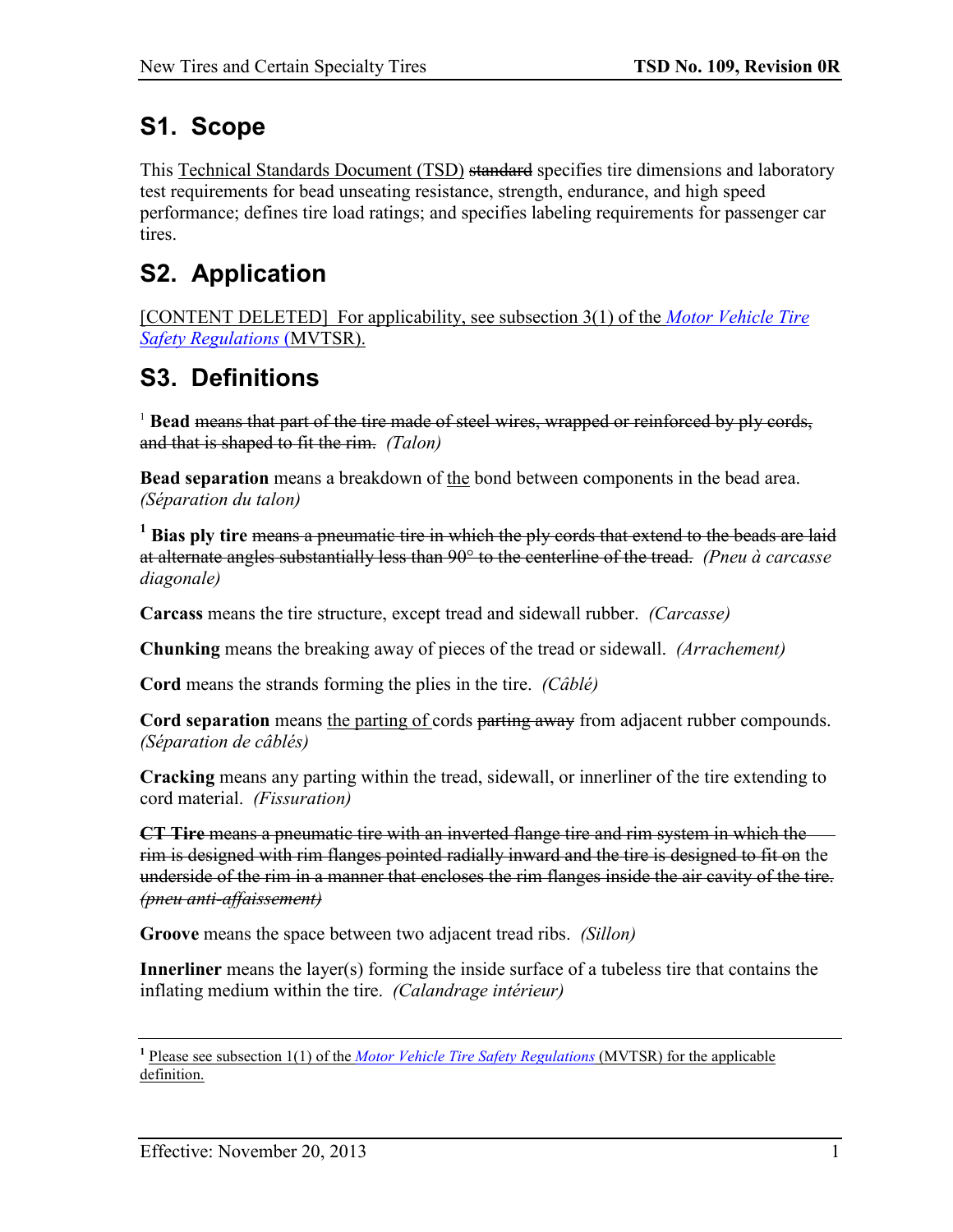## S1. Scope

This Technical Standards Document (TSD) ~~standard~~ specifies tire dimensions and laboratory test requirements for bead unseating resistance, strength, endurance, and high speed performance; defines tire load ratings; and specifies labeling requirements for passenger car tires.

## S2. Application

[CONTENT DELETED] For applicability, see subsection 3(1) of the *Motor Vehicle Tire Safety Regulations* (MVTSR).

## S3. Definitions

[1] **Bead** ~~means that part of the tire made of steel wires, wrapped or reinforced by ply cords, and that is shaped to fit the rim.~~ *(Talon)*

**Bead separation** means a breakdown of the bond between components in the bead area. *(Séparation du talon)*

[1] **Bias ply tire** ~~means a pneumatic tire in which the ply cords that extend to the beads are laid at alternate angles substantially less than 90° to the centerline of the tread.~~ *(Pneu à carcasse diagonale)*

**Carcass** means the tire structure, except tread and sidewall rubber. *(Carcasse)*

**Chunking** means the breaking away of pieces of the tread or sidewall. *(Arrachement)*

**Cord** means the strands forming the plies in the tire. *(Câblé)*

**Cord separation** means the parting of cords ~~parting away~~ from adjacent rubber compounds. *(Séparation de câblés)*

**Cracking** means any parting within the tread, sidewall, or innerliner of the tire extending to cord material. *(Fissuration)*

~~**CT Tire** means a pneumatic tire with an inverted flange tire and rim system in which the rim is designed with rim flanges pointed radially inward and the tire is designed to fit on the underside of the rim in a manner that encloses the rim flanges inside the air cavity of the tire. *(pneu anti-affaissement)*~~

**Groove** means the space between two adjacent tread ribs. *(Sillon)*

**Innerliner** means the layer(s) forming the inside surface of a tubeless tire that contains the inflating medium within the tire. *(Calandrage intérieur)*

---

[1] Please see subsection 1(1) of the *Motor Vehicle Tire Safety Regulations* (MVTSR) for the applicable definition.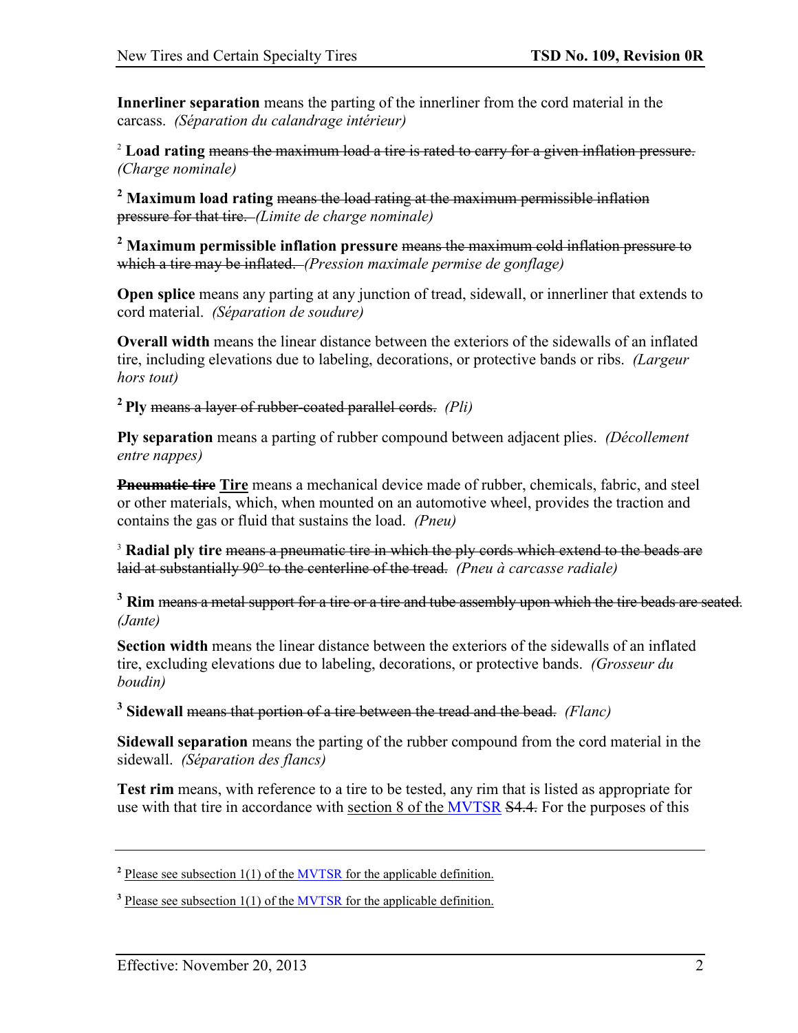**Innerliner separation** means the parting of the innerliner from the cord material in the carcass. *(Séparation du calandrage intérieur)*

[2] **Load rating** ~~means the maximum load a tire is rated to carry for a given inflation pressure.~~ *(Charge nominale)*

[2] **Maximum load rating** ~~means the load rating at the maximum permissible inflation pressure for that tire.~~ *(Limite de charge nominale)*

[2] **Maximum permissible inflation pressure** ~~means the maximum cold inflation pressure to which a tire may be inflated.~~ *(Pression maximale permise de gonflage)*

**Open splice** means any parting at any junction of tread, sidewall, or innerliner that extends to cord material. *(Séparation de soudure)*

**Overall width** means the linear distance between the exteriors of the sidewalls of an inflated tire, including elevations due to labeling, decorations, or protective bands or ribs. *(Largeur hors tout)*

[2] **Ply** ~~means a layer of rubber-coated parallel cords.~~ *(Pli)*

**Ply separation** means a parting of rubber compound between adjacent plies. *(Décollement entre nappes)*

~~**Pneumatic tire**~~ <u>**Tire**</u> means a mechanical device made of rubber, chemicals, fabric, and steel or other materials, which, when mounted on an automotive wheel, provides the traction and contains the gas or fluid that sustains the load. *(Pneu)*

[3] **Radial ply tire** ~~means a pneumatic tire in which the ply cords which extend to the beads are laid at substantially 90° to the centerline of the tread.~~ *(Pneu à carcasse radiale)*

[3] **Rim** ~~means a metal support for a tire or a tire and tube assembly upon which the tire beads are seated.~~ *(Jante)*

**Section width** means the linear distance between the exteriors of the sidewalls of an inflated tire, excluding elevations due to labeling, decorations, or protective bands. *(Grosseur du boudin)*

[3] **Sidewall** ~~means that portion of a tire between the tread and the bead.~~ *(Flanc)*

**Sidewall separation** means the parting of the rubber compound from the cord material in the sidewall. *(Séparation des flancs)*

**Test rim** means, with reference to a tire to be tested, any rim that is listed as appropriate for use with that tire in accordance with <u>section 8 of the MVTSR</u> ~~S4.4.~~ For the purposes of this

---

[2] <u>Please see subsection 1(1) of the MVTSR for the applicable definition.</u>

[3] <u>Please see subsection 1(1) of the MVTSR for the applicable definition.</u>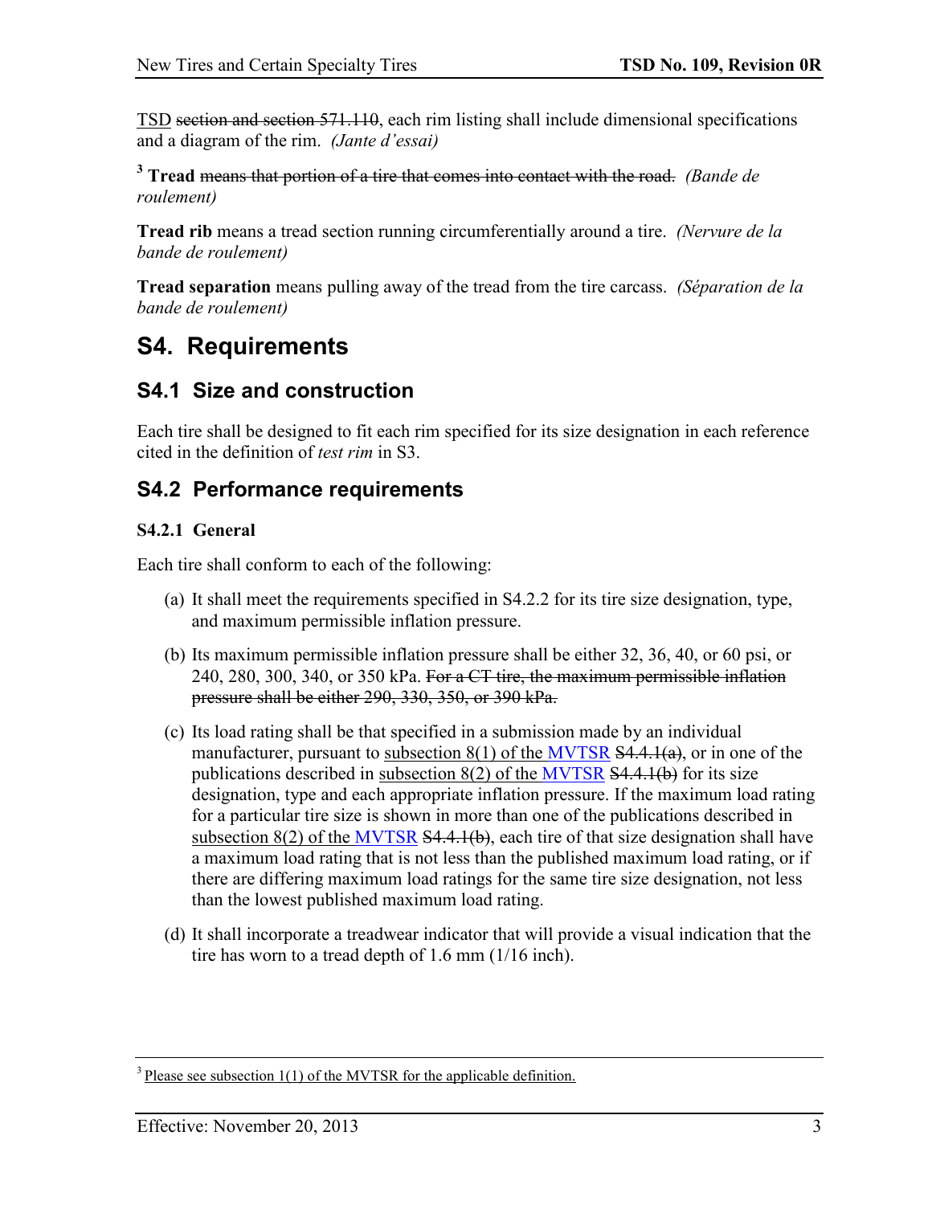TSD ~~section and section 571.110~~, each rim listing shall include dimensional specifications and a diagram of the rim. *(Jante d'essai)*

[3] **Tread** ~~means that portion of a tire that comes into contact with the road.~~ *(Bande de roulement)*

**Tread rib** means a tread section running circumferentially around a tire. *(Nervure de la bande de roulement)*

**Tread separation** means pulling away of the tread from the tire carcass. *(Séparation de la bande de roulement)*

# S4. Requirements

## S4.1 Size and construction

Each tire shall be designed to fit each rim specified for its size designation in each reference cited in the definition of *test rim* in S3.

## S4.2 Performance requirements

### S4.2.1 General

Each tire shall conform to each of the following:

(a) It shall meet the requirements specified in S4.2.2 for its tire size designation, type, and maximum permissible inflation pressure.

(b) Its maximum permissible inflation pressure shall be either 32, 36, 40, or 60 psi, or 240, 280, 300, 340, or 350 kPa. ~~For a CT tire, the maximum permissible inflation pressure shall be either 290, 330, 350, or 390 kPa.~~

(c) Its load rating shall be that specified in a submission made by an individual manufacturer, pursuant to subsection 8(1) of the MVTSR ~~S4.4.1(a)~~, or in one of the publications described in subsection 8(2) of the MVTSR ~~S4.4.1(b)~~ for its size designation, type and each appropriate inflation pressure. If the maximum load rating for a particular tire size is shown in more than one of the publications described in subsection 8(2) of the MVTSR ~~S4.4.1(b)~~, each tire of that size designation shall have a maximum load rating that is not less than the published maximum load rating, or if there are differing maximum load ratings for the same tire size designation, not less than the lowest published maximum load rating.

(d) It shall incorporate a treadwear indicator that will provide a visual indication that the tire has worn to a tread depth of 1.6 mm (1/16 inch).

---

[3] Please see subsection 1(1) of the MVTSR for the applicable definition.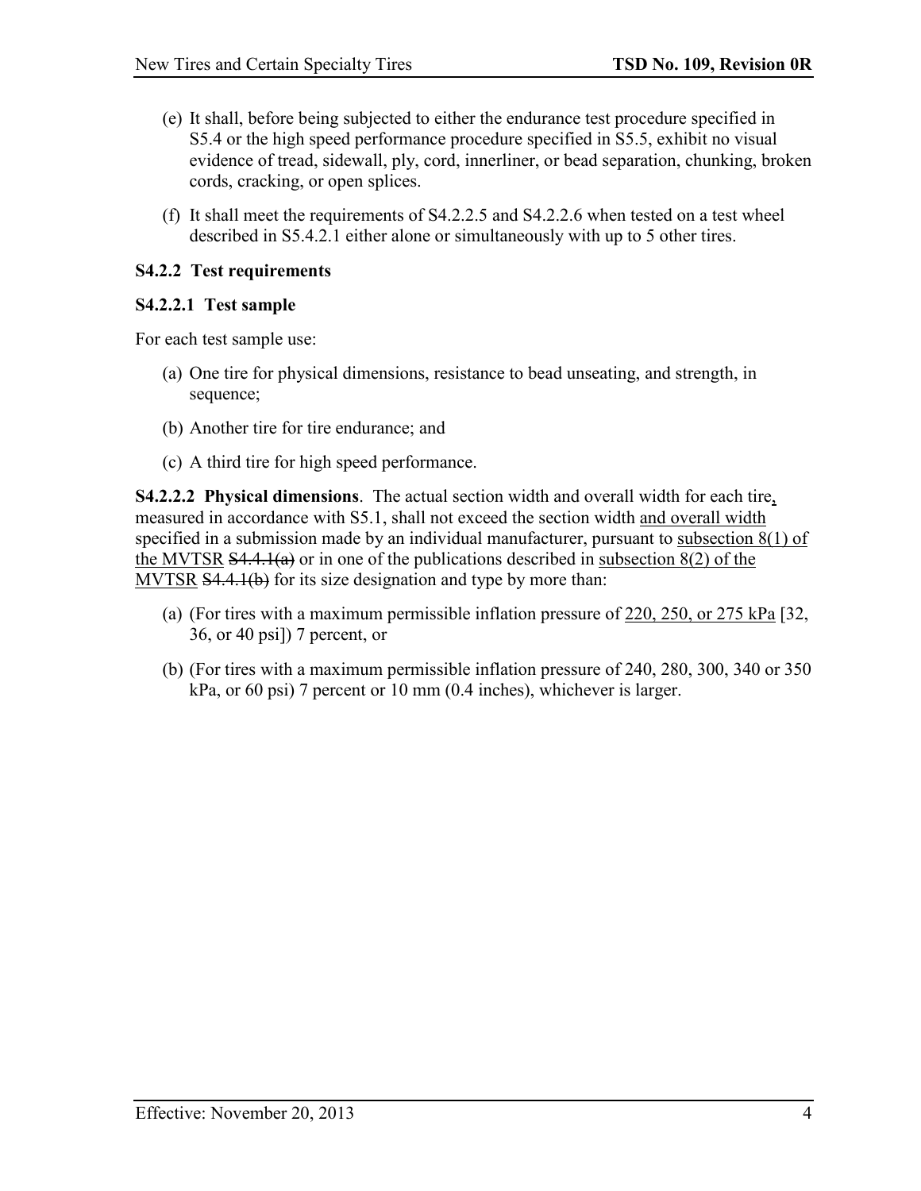(e) It shall, before being subjected to either the endurance test procedure specified in S5.4 or the high speed performance procedure specified in S5.5, exhibit no visual evidence of tread, sidewall, ply, cord, innerliner, or bead separation, chunking, broken cords, cracking, or open splices.

(f) It shall meet the requirements of S4.2.2.5 and S4.2.2.6 when tested on a test wheel described in S5.4.2.1 either alone or simultaneously with up to 5 other tires.

### S4.2.2 Test requirements

#### S4.2.2.1 Test sample

For each test sample use:

(a) One tire for physical dimensions, resistance to bead unseating, and strength, in sequence;

(b) Another tire for tire endurance; and

(c) A third tire for high speed performance.

**S4.2.2.2 Physical dimensions**. The actual section width and overall width for each tire, measured in accordance with S5.1, shall not exceed the section width and overall width specified in a submission made by an individual manufacturer, pursuant to subsection 8(1) of the MVTSR ~~S4.4.1(a)~~ or in one of the publications described in subsection 8(2) of the MVTSR ~~S4.4.1(b)~~ for its size designation and type by more than:

(a) (For tires with a maximum permissible inflation pressure of 220, 250, or 275 kPa [32, 36, or 40 psi]) 7 percent, or

(b) (For tires with a maximum permissible inflation pressure of 240, 280, 300, 340 or 350 kPa, or 60 psi) 7 percent or 10 mm (0.4 inches), whichever is larger.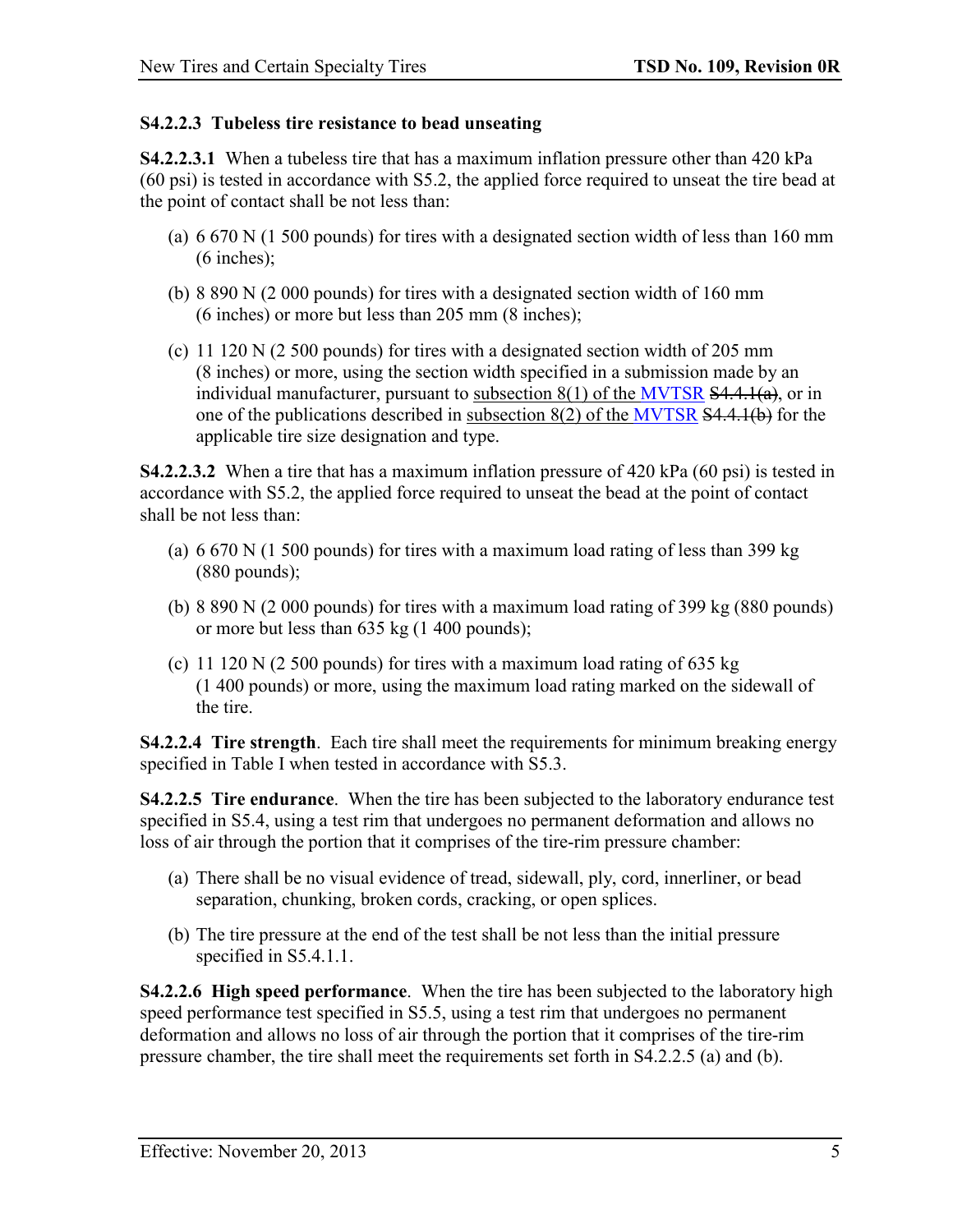**S4.2.2.3 Tubeless tire resistance to bead unseating**

**S4.2.2.3.1** When a tubeless tire that has a maximum inflation pressure other than 420 kPa (60 psi) is tested in accordance with S5.2, the applied force required to unseat the tire bead at the point of contact shall be not less than:

(a) 6 670 N (1 500 pounds) for tires with a designated section width of less than 160 mm (6 inches);

(b) 8 890 N (2 000 pounds) for tires with a designated section width of 160 mm (6 inches) or more but less than 205 mm (8 inches);

(c) 11 120 N (2 500 pounds) for tires with a designated section width of 205 mm (8 inches) or more, using the section width specified in a submission made by an individual manufacturer, pursuant to subsection 8(1) of the MVTSR ~~S4.4.1(a)~~, or in one of the publications described in subsection 8(2) of the MVTSR ~~S4.4.1(b)~~ for the applicable tire size designation and type.

**S4.2.2.3.2** When a tire that has a maximum inflation pressure of 420 kPa (60 psi) is tested in accordance with S5.2, the applied force required to unseat the bead at the point of contact shall be not less than:

(a) 6 670 N (1 500 pounds) for tires with a maximum load rating of less than 399 kg (880 pounds);

(b) 8 890 N (2 000 pounds) for tires with a maximum load rating of 399 kg (880 pounds) or more but less than 635 kg (1 400 pounds);

(c) 11 120 N (2 500 pounds) for tires with a maximum load rating of 635 kg (1 400 pounds) or more, using the maximum load rating marked on the sidewall of the tire.

**S4.2.2.4 Tire strength**. Each tire shall meet the requirements for minimum breaking energy specified in Table I when tested in accordance with S5.3.

**S4.2.2.5 Tire endurance**. When the tire has been subjected to the laboratory endurance test specified in S5.4, using a test rim that undergoes no permanent deformation and allows no loss of air through the portion that it comprises of the tire-rim pressure chamber:

(a) There shall be no visual evidence of tread, sidewall, ply, cord, innerliner, or bead separation, chunking, broken cords, cracking, or open splices.

(b) The tire pressure at the end of the test shall be not less than the initial pressure specified in S5.4.1.1.

**S4.2.2.6 High speed performance**. When the tire has been subjected to the laboratory high speed performance test specified in S5.5, using a test rim that undergoes no permanent deformation and allows no loss of air through the portion that it comprises of the tire-rim pressure chamber, the tire shall meet the requirements set forth in S4.2.2.5 (a) and (b).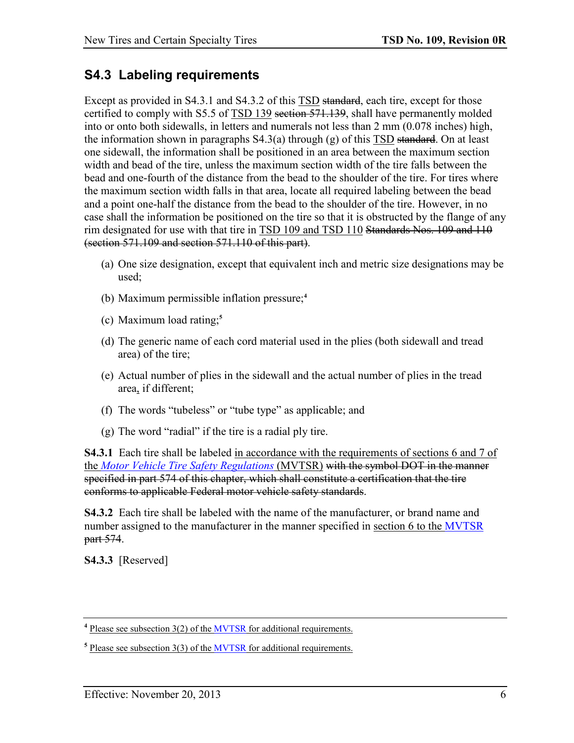## S4.3 Labeling requirements

Except as provided in S4.3.1 and S4.3.2 of this TSD ~~standard~~, each tire, except for those certified to comply with S5.5 of TSD 139 ~~section 571.139~~, shall have permanently molded into or onto both sidewalls, in letters and numerals not less than 2 mm (0.078 inches) high, the information shown in paragraphs S4.3(a) through (g) of this TSD ~~standard~~. On at least one sidewall, the information shall be positioned in an area between the maximum section width and bead of the tire, unless the maximum section width of the tire falls between the bead and one-fourth of the distance from the bead to the shoulder of the tire. For tires where the maximum section width falls in that area, locate all required labeling between the bead and a point one-half the distance from the bead to the shoulder of the tire. However, in no case shall the information be positioned on the tire so that it is obstructed by the flange of any rim designated for use with that tire in TSD 109 and TSD 110 ~~Standards Nos. 109 and 110 (section 571.109 and section 571.110 of this part)~~.

(a) One size designation, except that equivalent inch and metric size designations may be used;

(b) Maximum permissible inflation pressure;[4]

(c) Maximum load rating;[5]

(d) The generic name of each cord material used in the plies (both sidewall and tread area) of the tire;

(e) Actual number of plies in the sidewall and the actual number of plies in the tread area, if different;

(f) The words "tubeless" or "tube type" as applicable; and

(g) The word "radial" if the tire is a radial ply tire.

**S4.3.1** Each tire shall be labeled in accordance with the requirements of sections 6 and 7 of the *Motor Vehicle Tire Safety Regulations* (MVTSR) ~~with the symbol DOT in the manner specified in part 574 of this chapter, which shall constitute a certification that the tire conforms to applicable Federal motor vehicle safety standards~~.

**S4.3.2** Each tire shall be labeled with the name of the manufacturer, or brand name and number assigned to the manufacturer in the manner specified in section 6 to the MVTSR ~~part 574~~.

**S4.3.3** [Reserved]

---

[4] Please see subsection 3(2) of the MVTSR for additional requirements.

[5] Please see subsection 3(3) of the MVTSR for additional requirements.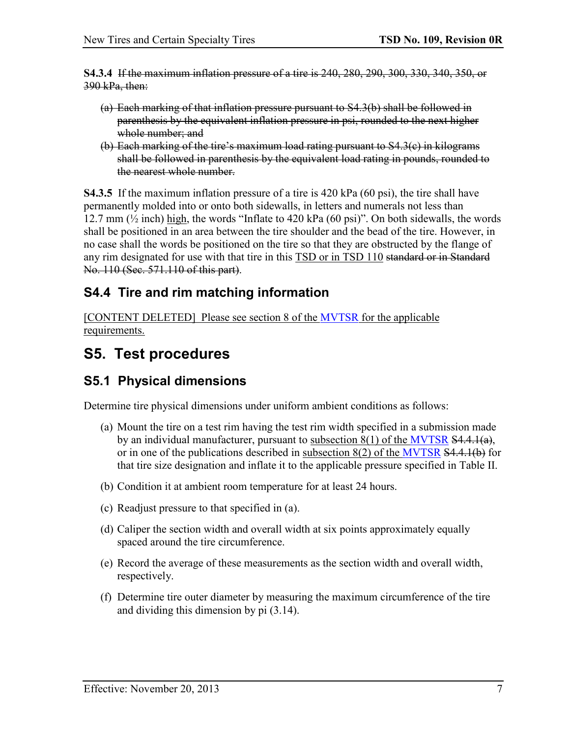**S4.3.4** ~~If the maximum inflation pressure of a tire is 240, 280, 290, 300, 330, 340, 350, or 390 kPa, then:~~

- ~~(a) Each marking of that inflation pressure pursuant to S4.3(b) shall be followed in parenthesis by the equivalent inflation pressure in psi, rounded to the next higher whole number; and~~
- ~~(b) Each marking of the tire's maximum load rating pursuant to S4.3(c) in kilograms shall be followed in parenthesis by the equivalent load rating in pounds, rounded to the nearest whole number.~~

**S4.3.5** If the maximum inflation pressure of a tire is 420 kPa (60 psi), the tire shall have permanently molded into or onto both sidewalls, in letters and numerals not less than 12.7 mm (½ inch) high, the words "Inflate to 420 kPa (60 psi)". On both sidewalls, the words shall be positioned in an area between the tire shoulder and the bead of the tire. However, in no case shall the words be positioned on the tire so that they are obstructed by the flange of any rim designated for use with that tire in this TSD or in TSD 110 ~~standard or in Standard No. 110 (Sec. 571.110 of this part)~~.

## S4.4 Tire and rim matching information

[CONTENT DELETED] Please see section 8 of the MVTSR for the applicable requirements.

# S5. Test procedures

## S5.1 Physical dimensions

Determine tire physical dimensions under uniform ambient conditions as follows:

(a) Mount the tire on a test rim having the test rim width specified in a submission made by an individual manufacturer, pursuant to subsection 8(1) of the MVTSR ~~S4.4.1(a)~~, or in one of the publications described in subsection 8(2) of the MVTSR ~~S4.4.1(b)~~ for that tire size designation and inflate it to the applicable pressure specified in Table II.

(b) Condition it at ambient room temperature for at least 24 hours.

(c) Readjust pressure to that specified in (a).

(d) Caliper the section width and overall width at six points approximately equally spaced around the tire circumference.

(e) Record the average of these measurements as the section width and overall width, respectively.

(f) Determine tire outer diameter by measuring the maximum circumference of the tire and dividing this dimension by pi (3.14).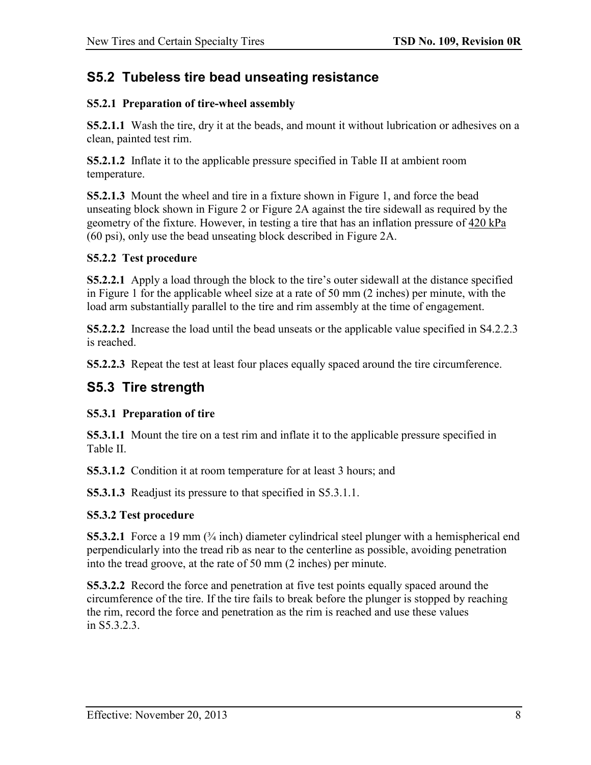## S5.2 Tubeless tire bead unseating resistance

### S5.2.1 Preparation of tire-wheel assembly

**S5.2.1.1** Wash the tire, dry it at the beads, and mount it without lubrication or adhesives on a clean, painted test rim.

**S5.2.1.2** Inflate it to the applicable pressure specified in Table II at ambient room temperature.

**S5.2.1.3** Mount the wheel and tire in a fixture shown in Figure 1, and force the bead unseating block shown in Figure 2 or Figure 2A against the tire sidewall as required by the geometry of the fixture. However, in testing a tire that has an inflation pressure of 420 kPa (60 psi), only use the bead unseating block described in Figure 2A.

### S5.2.2 Test procedure

**S5.2.2.1** Apply a load through the block to the tire's outer sidewall at the distance specified in Figure 1 for the applicable wheel size at a rate of 50 mm (2 inches) per minute, with the load arm substantially parallel to the tire and rim assembly at the time of engagement.

**S5.2.2.2** Increase the load until the bead unseats or the applicable value specified in S4.2.2.3 is reached.

**S5.2.2.3** Repeat the test at least four places equally spaced around the tire circumference.

## S5.3 Tire strength

### S5.3.1 Preparation of tire

**S5.3.1.1** Mount the tire on a test rim and inflate it to the applicable pressure specified in Table II.

**S5.3.1.2** Condition it at room temperature for at least 3 hours; and

**S5.3.1.3** Readjust its pressure to that specified in S5.3.1.1.

### S5.3.2 Test procedure

**S5.3.2.1** Force a 19 mm (¾ inch) diameter cylindrical steel plunger with a hemispherical end perpendicularly into the tread rib as near to the centerline as possible, avoiding penetration into the tread groove, at the rate of 50 mm (2 inches) per minute.

**S5.3.2.2** Record the force and penetration at five test points equally spaced around the circumference of the tire. If the tire fails to break before the plunger is stopped by reaching the rim, record the force and penetration as the rim is reached and use these values in S5.3.2.3.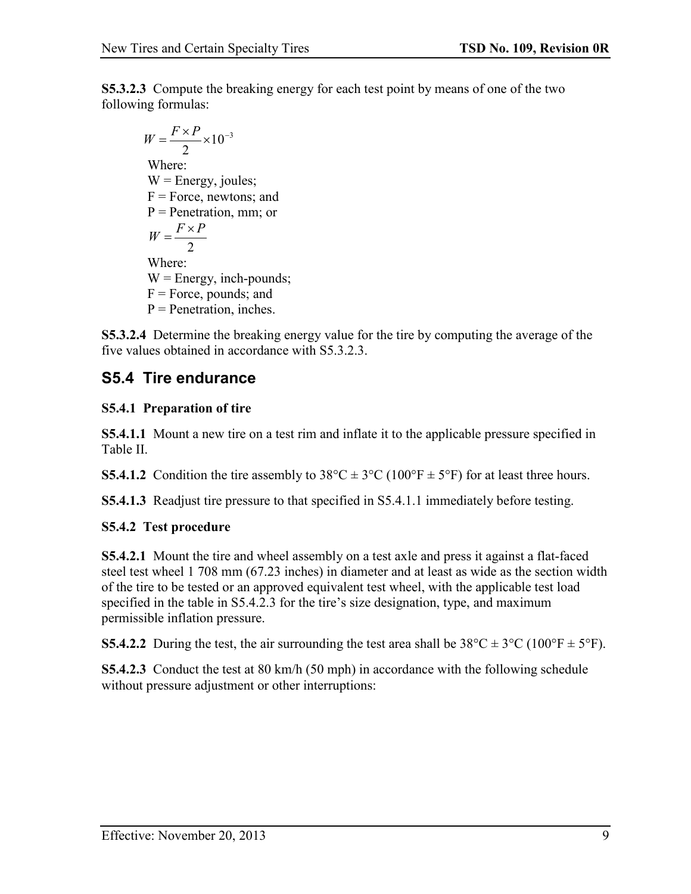**S5.3.2.3** Compute the breaking energy for each test point by means of one of the two following formulas:

$$W = \frac{F \times P}{2} \times 10^{-3}$$

Where:
W = Energy, joules;
F = Force, newtons; and
P = Penetration, mm; or

$$W = \frac{F \times P}{2}$$

Where:
W = Energy, inch-pounds;
F = Force, pounds; and
P = Penetration, inches.

**S5.3.2.4** Determine the breaking energy value for the tire by computing the average of the five values obtained in accordance with S5.3.2.3.

## S5.4 Tire endurance

### S5.4.1 Preparation of tire

**S5.4.1.1** Mount a new tire on a test rim and inflate it to the applicable pressure specified in Table II.

**S5.4.1.2** Condition the tire assembly to 38°C ± 3°C (100°F ± 5°F) for at least three hours.

**S5.4.1.3** Readjust tire pressure to that specified in S5.4.1.1 immediately before testing.

### S5.4.2 Test procedure

**S5.4.2.1** Mount the tire and wheel assembly on a test axle and press it against a flat-faced steel test wheel 1 708 mm (67.23 inches) in diameter and at least as wide as the section width of the tire to be tested or an approved equivalent test wheel, with the applicable test load specified in the table in S5.4.2.3 for the tire's size designation, type, and maximum permissible inflation pressure.

**S5.4.2.2** During the test, the air surrounding the test area shall be 38°C ± 3°C (100°F ± 5°F).

**S5.4.2.3** Conduct the test at 80 km/h (50 mph) in accordance with the following schedule without pressure adjustment or other interruptions: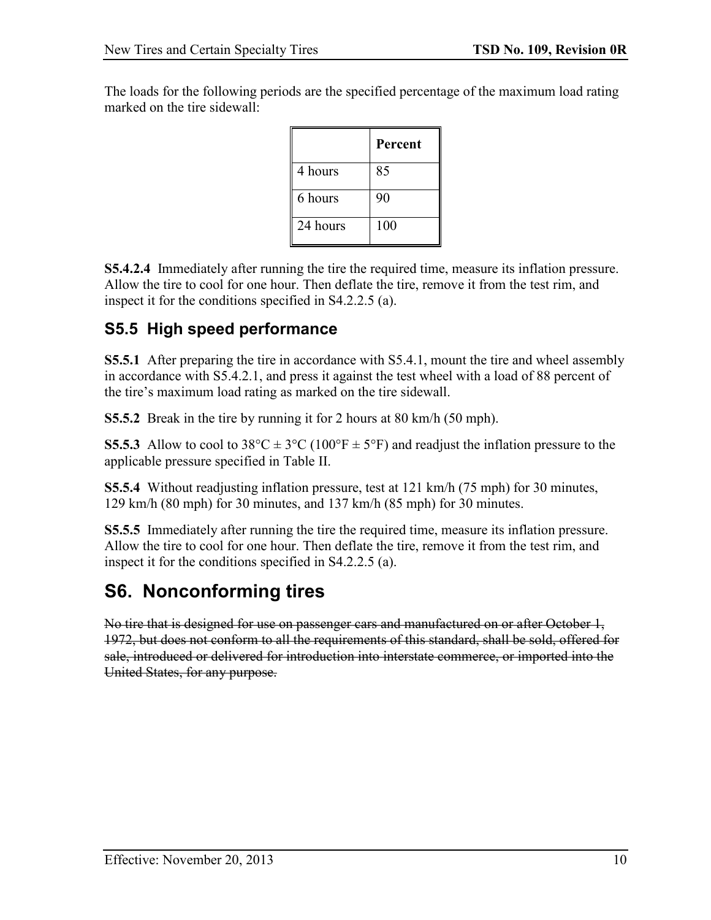The loads for the following periods are the specified percentage of the maximum load rating marked on the tire sidewall:

| | Percent |
|---|---|
| 4 hours | 85 |
| 6 hours | 90 |
| 24 hours | 100 |

**S5.4.2.4** Immediately after running the tire the required time, measure its inflation pressure. Allow the tire to cool for one hour. Then deflate the tire, remove it from the test rim, and inspect it for the conditions specified in S4.2.2.5 (a).

## S5.5 High speed performance

**S5.5.1** After preparing the tire in accordance with S5.4.1, mount the tire and wheel assembly in accordance with S5.4.2.1, and press it against the test wheel with a load of 88 percent of the tire's maximum load rating as marked on the tire sidewall.

**S5.5.2** Break in the tire by running it for 2 hours at 80 km/h (50 mph).

**S5.5.3** Allow to cool to 38°C ± 3°C (100°F ± 5°F) and readjust the inflation pressure to the applicable pressure specified in Table II.

**S5.5.4** Without readjusting inflation pressure, test at 121 km/h (75 mph) for 30 minutes, 129 km/h (80 mph) for 30 minutes, and 137 km/h (85 mph) for 30 minutes.

**S5.5.5** Immediately after running the tire the required time, measure its inflation pressure. Allow the tire to cool for one hour. Then deflate the tire, remove it from the test rim, and inspect it for the conditions specified in S4.2.2.5 (a).

# S6. Nonconforming tires

~~No tire that is designed for use on passenger cars and manufactured on or after October 1, 1972, but does not conform to all the requirements of this standard, shall be sold, offered for sale, introduced or delivered for introduction into interstate commerce, or imported into the United States, for any purpose.~~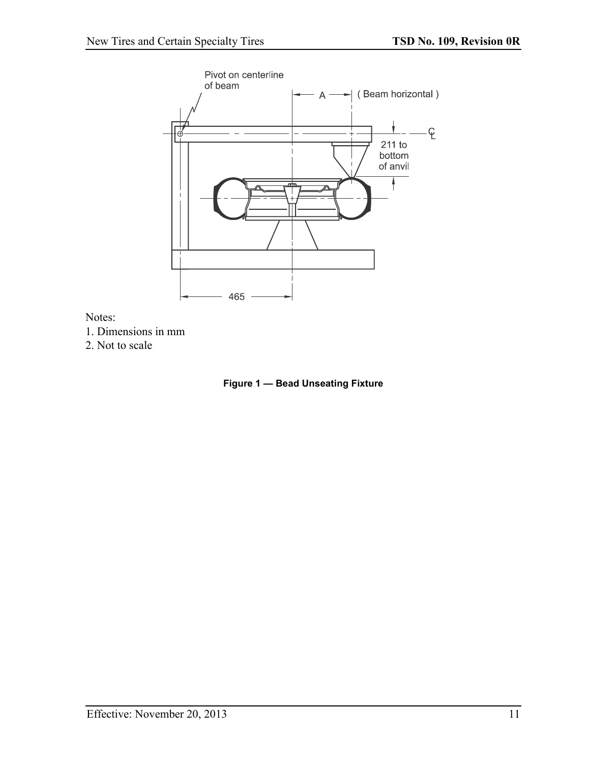Notes:
1. Dimensions in mm
2. Not to scale

**Figure 1 — Bead Unseating Fixture**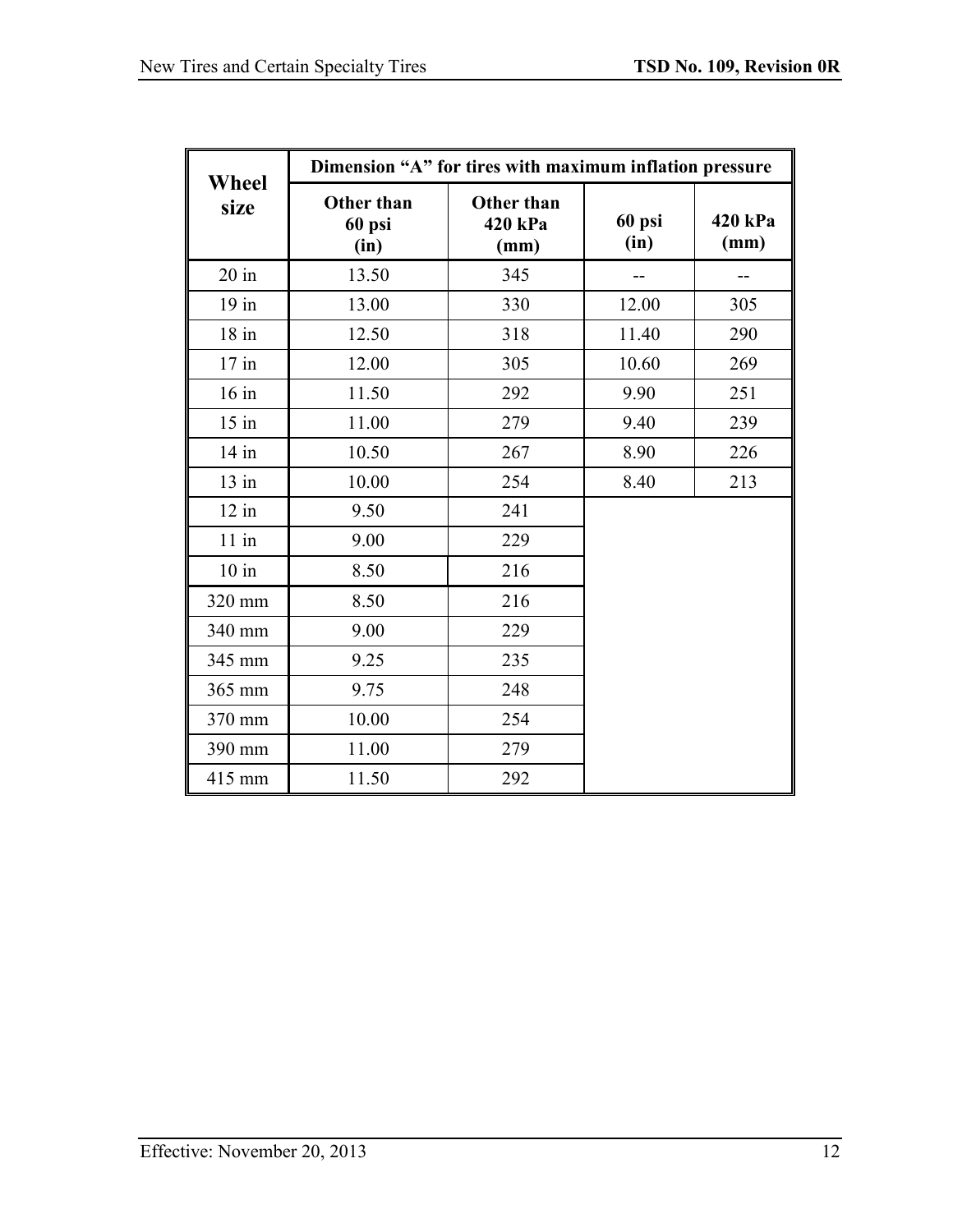| Wheel size | Dimension "A" for tires with maximum inflation pressure | | | |
|---|---|---|---|---|
| | Other than 60 psi (in) | Other than 420 kPa (mm) | 60 psi (in) | 420 kPa (mm) |
| 20 in | 13.50 | 345 | -- | -- |
| 19 in | 13.00 | 330 | 12.00 | 305 |
| 18 in | 12.50 | 318 | 11.40 | 290 |
| 17 in | 12.00 | 305 | 10.60 | 269 |
| 16 in | 11.50 | 292 | 9.90 | 251 |
| 15 in | 11.00 | 279 | 9.40 | 239 |
| 14 in | 10.50 | 267 | 8.90 | 226 |
| 13 in | 10.00 | 254 | 8.40 | 213 |
| 12 in | 9.50 | 241 | | |
| 11 in | 9.00 | 229 | | |
| 10 in | 8.50 | 216 | | |
| 320 mm | 8.50 | 216 | | |
| 340 mm | 9.00 | 229 | | |
| 345 mm | 9.25 | 235 | | |
| 365 mm | 9.75 | 248 | | |
| 370 mm | 10.00 | 254 | | |
| 390 mm | 11.00 | 279 | | |
| 415 mm | 11.50 | 292 | | |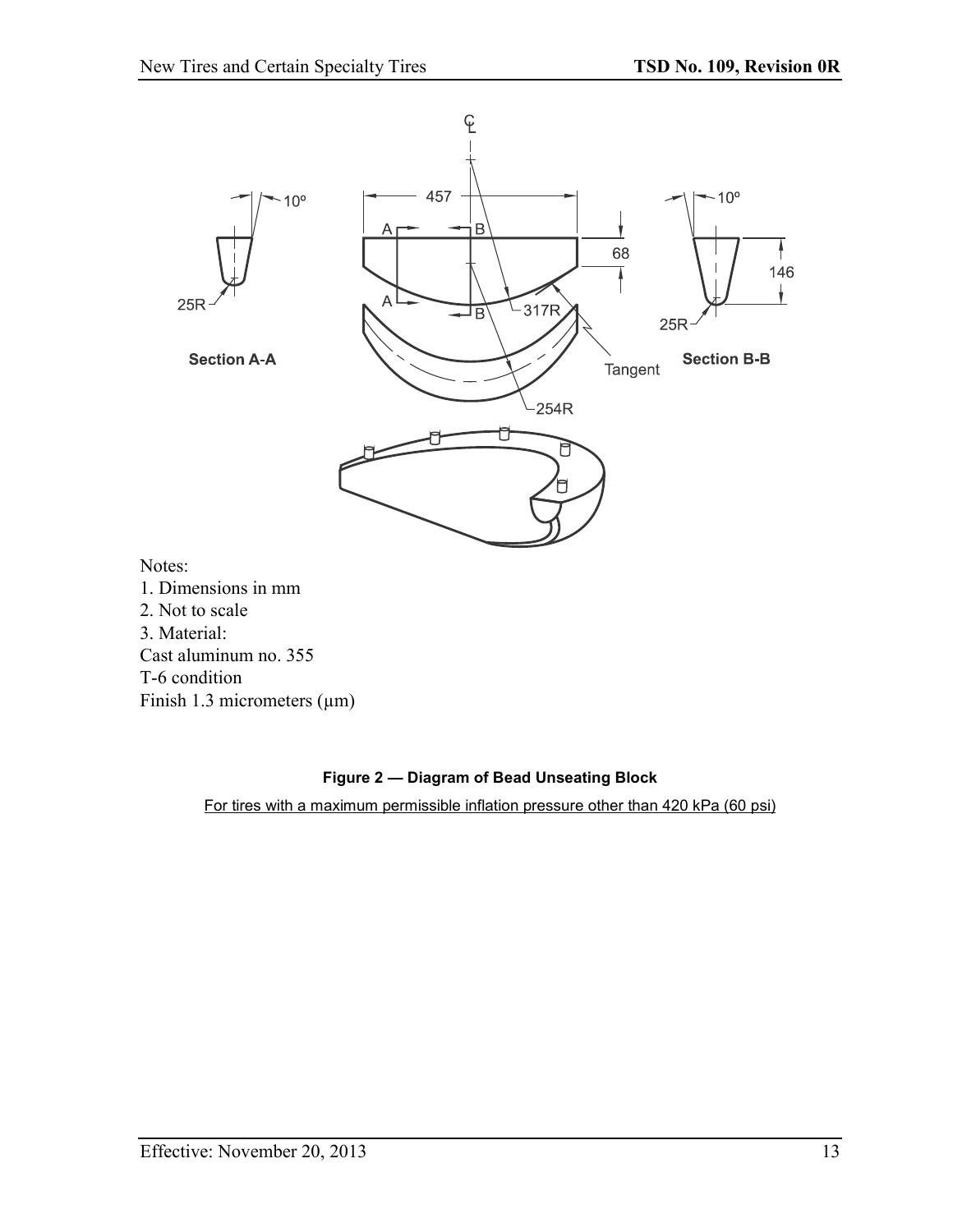Notes:
1. Dimensions in mm
2. Not to scale
3. Material:
Cast aluminum no. 355
T-6 condition
Finish 1.3 micrometers (μm)

**Figure 2 — Diagram of Bead Unseating Block**

For tires with a maximum permissible inflation pressure other than 420 kPa (60 psi)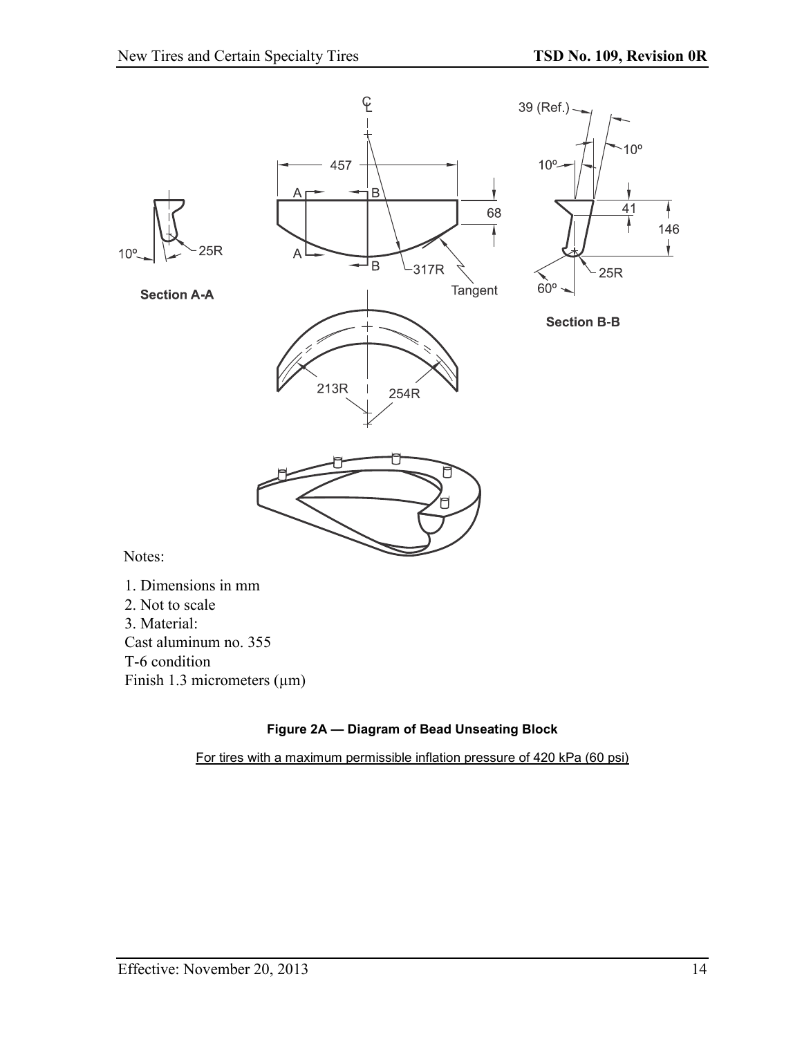Notes:

1. Dimensions in mm
2. Not to scale
3. Material:
Cast aluminum no. 355
T-6 condition
Finish 1.3 micrometers (µm)

**Figure 2A — Diagram of Bead Unseating Block**

For tires with a maximum permissible inflation pressure of 420 kPa (60 psi)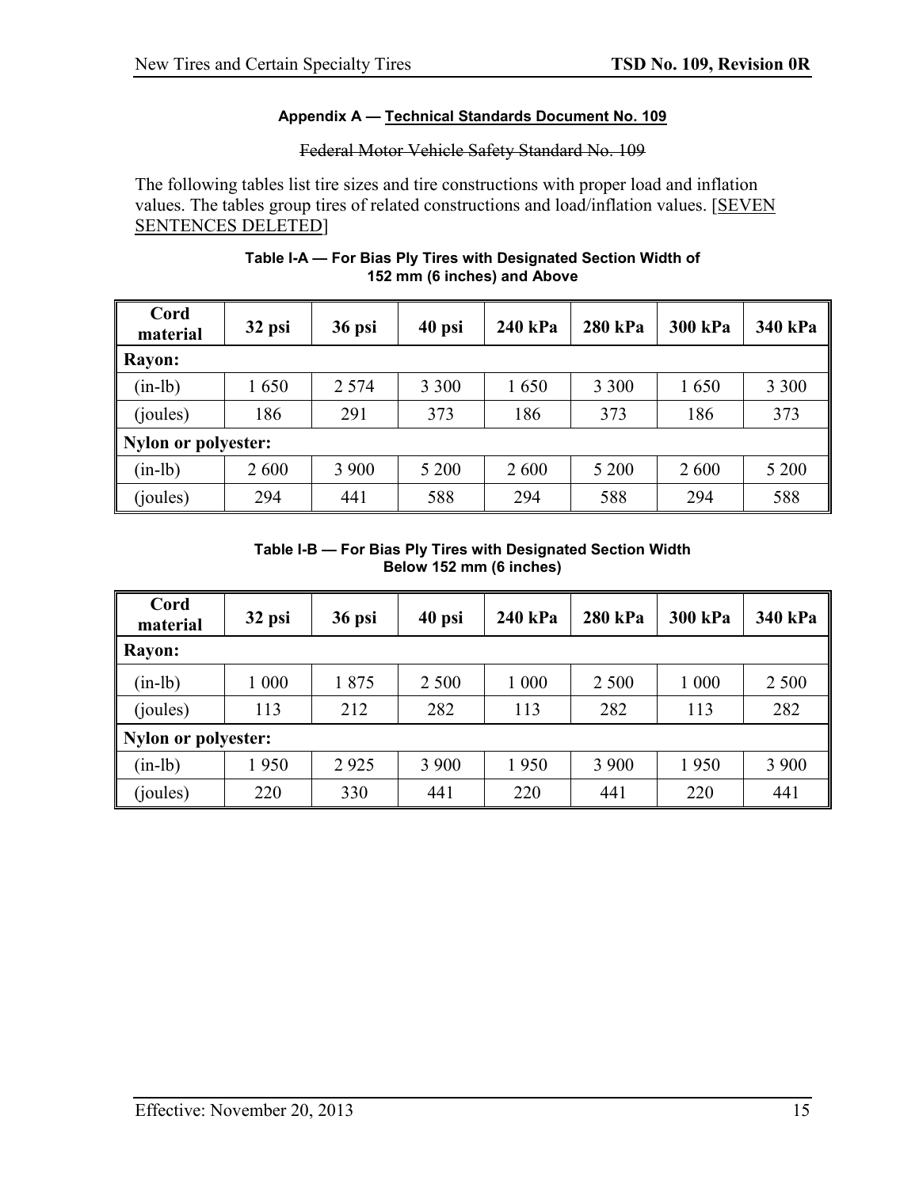**Appendix A — Technical Standards Document No. 109**

~~Federal Motor Vehicle Safety Standard No. 109~~

The following tables list tire sizes and tire constructions with proper load and inflation values. The tables group tires of related constructions and load/inflation values. [SEVEN SENTENCES DELETED]

**Table I-A — For Bias Ply Tires with Designated Section Width of 152 mm (6 inches) and Above**

| Cord material | 32 psi | 36 psi | 40 psi | 240 kPa | 280 kPa | 300 kPa | 340 kPa |
|---|---|---|---|---|---|---|---|
| **Rayon:** | | | | | | | |
| (in-lb) | 1 650 | 2 574 | 3 300 | 1 650 | 3 300 | 1 650 | 3 300 |
| (joules) | 186 | 291 | 373 | 186 | 373 | 186 | 373 |
| **Nylon or polyester:** | | | | | | | |
| (in-lb) | 2 600 | 3 900 | 5 200 | 2 600 | 5 200 | 2 600 | 5 200 |
| (joules) | 294 | 441 | 588 | 294 | 588 | 294 | 588 |

**Table I-B — For Bias Ply Tires with Designated Section Width Below 152 mm (6 inches)**

| Cord material | 32 psi | 36 psi | 40 psi | 240 kPa | 280 kPa | 300 kPa | 340 kPa |
|---|---|---|---|---|---|---|---|
| **Rayon:** | | | | | | | |
| (in-lb) | 1 000 | 1 875 | 2 500 | 1 000 | 2 500 | 1 000 | 2 500 |
| (joules) | 113 | 212 | 282 | 113 | 282 | 113 | 282 |
| **Nylon or polyester:** | | | | | | | |
| (in-lb) | 1 950 | 2 925 | 3 900 | 1 950 | 3 900 | 1 950 | 3 900 |
| (joules) | 220 | 330 | 441 | 220 | 441 | 220 | 441 |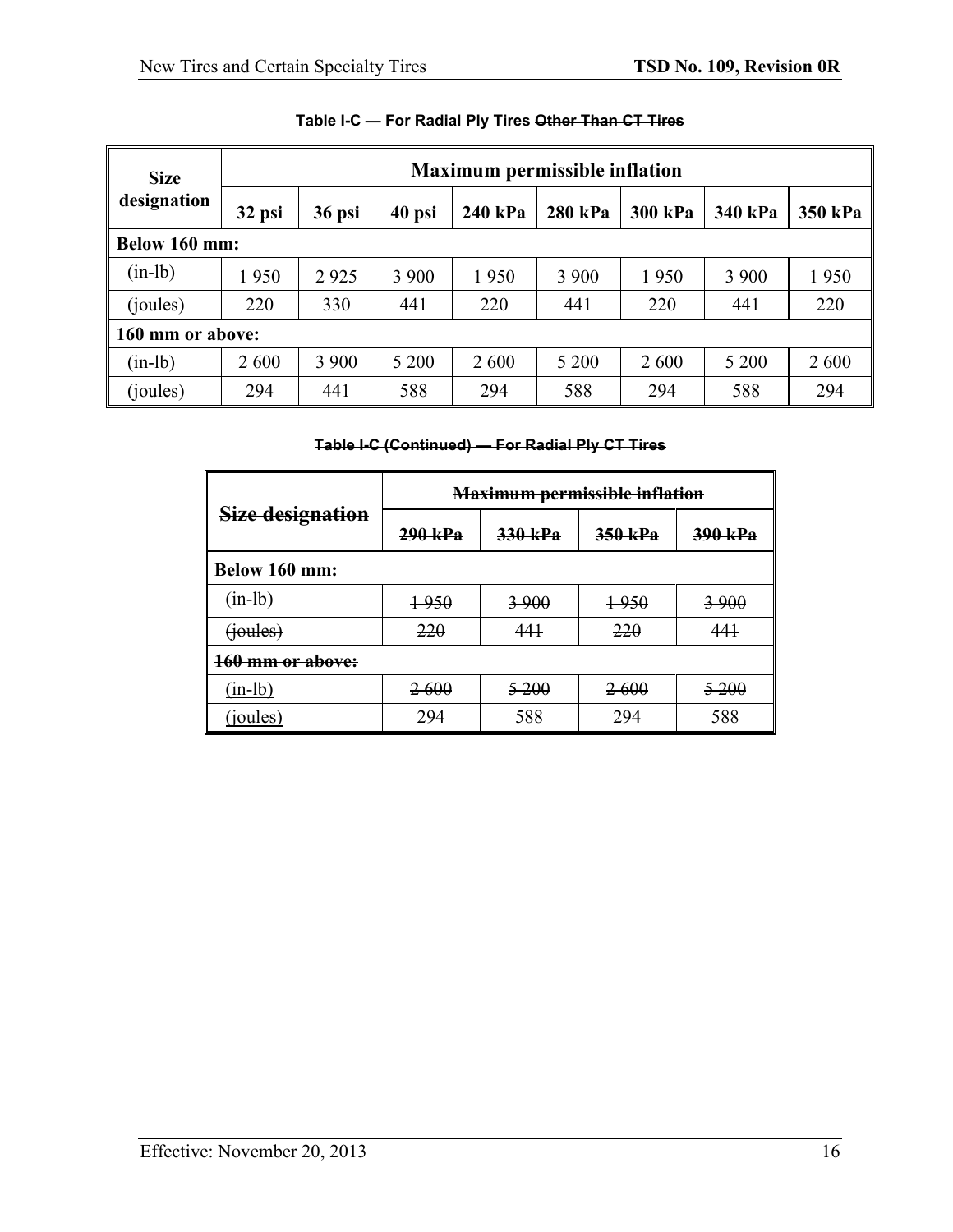**Table I-C — For Radial Ply Tires ~~Other Than CT Tires~~**

| Size designation | Maximum permissible inflation | | | | | | | |
|---|---|---|---|---|---|---|---|---|
| | 32 psi | 36 psi | 40 psi | 240 kPa | 280 kPa | 300 kPa | 340 kPa | 350 kPa |
| **Below 160 mm:** | | | | | | | | |
| (in-lb) | 1 950 | 2 925 | 3 900 | 1 950 | 3 900 | 1 950 | 3 900 | 1 950 |
| (joules) | 220 | 330 | 441 | 220 | 441 | 220 | 441 | 220 |
| **160 mm or above:** | | | | | | | | |
| (in-lb) | 2 600 | 3 900 | 5 200 | 2 600 | 5 200 | 2 600 | 5 200 | 2 600 |
| (joules) | 294 | 441 | 588 | 294 | 588 | 294 | 588 | 294 |

**~~Table I-C (Continued) — For Radial Ply CT Tires~~**

| ~~Size designation~~ | ~~Maximum permissible inflation~~ | | | |
|---|---|---|---|---|
| | ~~290 kPa~~ | ~~330 kPa~~ | ~~350 kPa~~ | ~~390 kPa~~ |
| ~~**Below 160 mm:**~~ | | | | |
| ~~(in-lb)~~ | ~~1 950~~ | ~~3 900~~ | ~~1 950~~ | ~~3 900~~ |
| ~~(joules)~~ | ~~220~~ | ~~441~~ | ~~220~~ | ~~441~~ |
| ~~**160 mm or above:**~~ | | | | |
| ~~(in-lb)~~ | ~~2 600~~ | ~~5 200~~ | ~~2 600~~ | ~~5 200~~ |
| ~~(joules)~~ | ~~294~~ | ~~588~~ | ~~294~~ | ~~588~~ |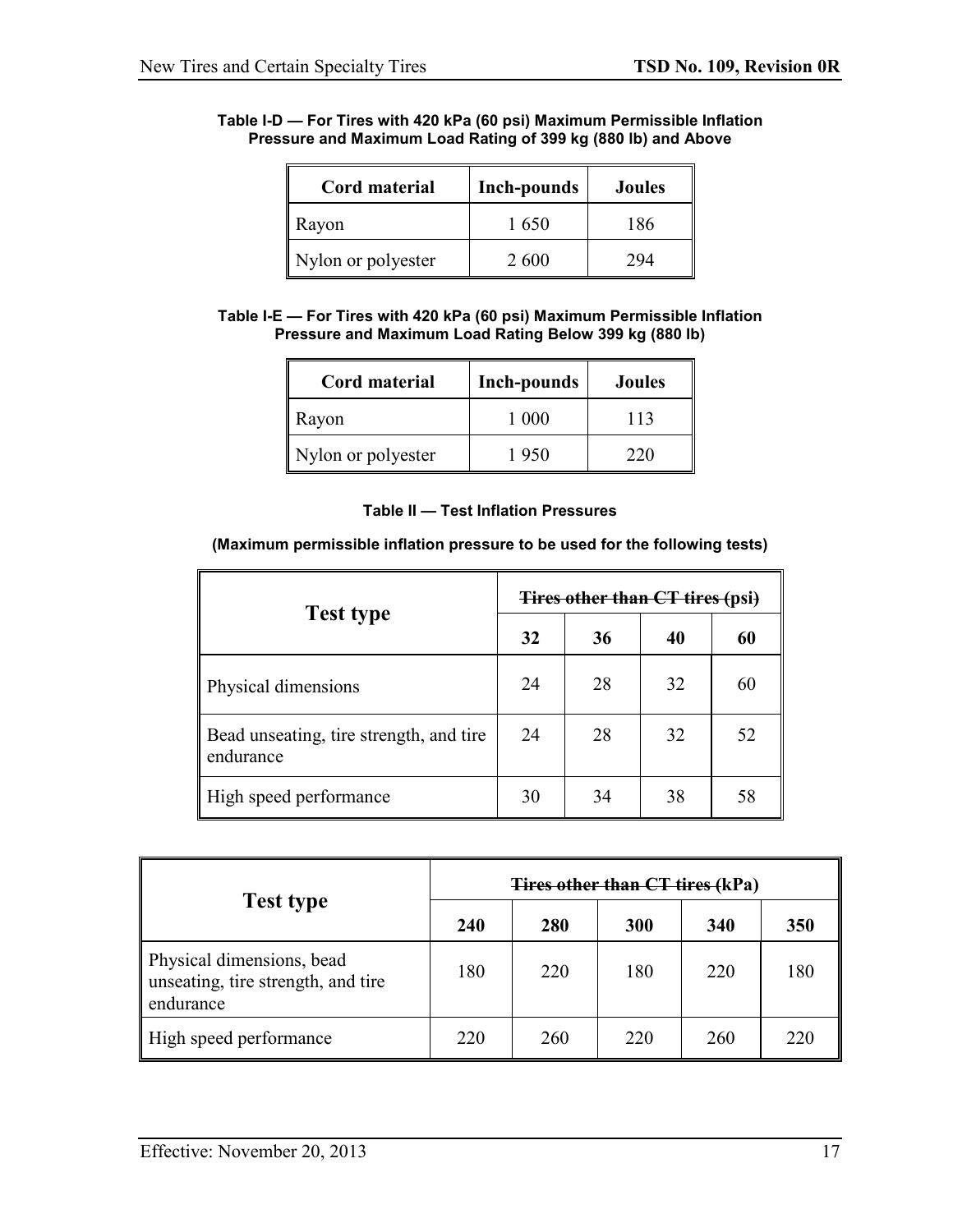**Table I-D — For Tires with 420 kPa (60 psi) Maximum Permissible Inflation Pressure and Maximum Load Rating of 399 kg (880 lb) and Above**

| Cord material | Inch-pounds | Joules |
|---|---|---|
| Rayon | 1 650 | 186 |
| Nylon or polyester | 2 600 | 294 |

**Table I-E — For Tires with 420 kPa (60 psi) Maximum Permissible Inflation Pressure and Maximum Load Rating Below 399 kg (880 lb)**

| Cord material | Inch-pounds | Joules |
|---|---|---|
| Rayon | 1 000 | 113 |
| Nylon or polyester | 1 950 | 220 |

**Table II — Test Inflation Pressures**

**(Maximum permissible inflation pressure to be used for the following tests)**

| Test type | ~~Tires other than CT tires (psi)~~ | | | |
|---|---|---|---|---|
| | **32** | **36** | **40** | **60** |
| Physical dimensions | 24 | 28 | 32 | 60 |
| Bead unseating, tire strength, and tire endurance | 24 | 28 | 32 | 52 |
| High speed performance | 30 | 34 | 38 | 58 |

| Test type | ~~Tires other than CT tires (kPa)~~ | | | | |
|---|---|---|---|---|---|
| | **240** | **280** | **300** | **340** | **350** |
| Physical dimensions, bead unseating, tire strength, and tire endurance | 180 | 220 | 180 | 220 | 180 |
| High speed performance | 220 | 260 | 220 | 260 | 220 |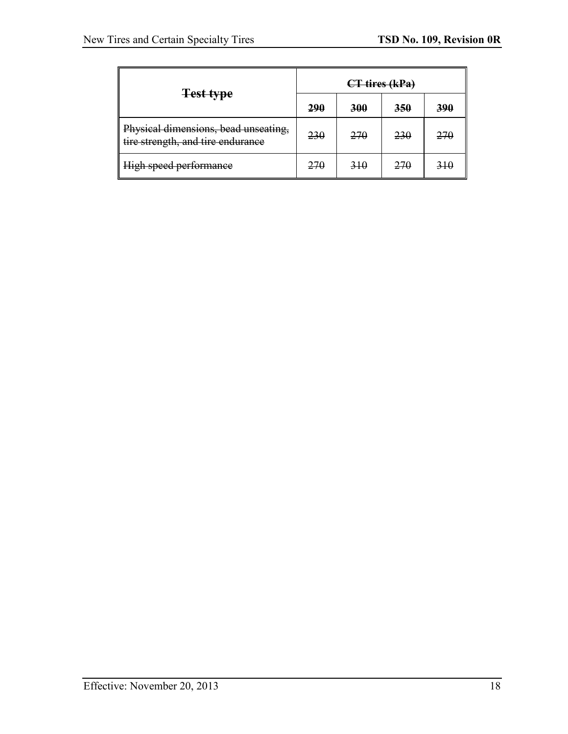| ~~Test type~~ | ~~CT tires (kPa)~~ | | | |
|---|---|---|---|---|
| | **~~290~~** | **~~300~~** | **~~350~~** | **~~390~~** |
| ~~Physical dimensions, bead unseating, tire strength, and tire endurance~~ | ~~230~~ | ~~270~~ | ~~230~~ | ~~270~~ |
| ~~High speed performance~~ | ~~270~~ | ~~310~~ | ~~270~~ | ~~310~~ |